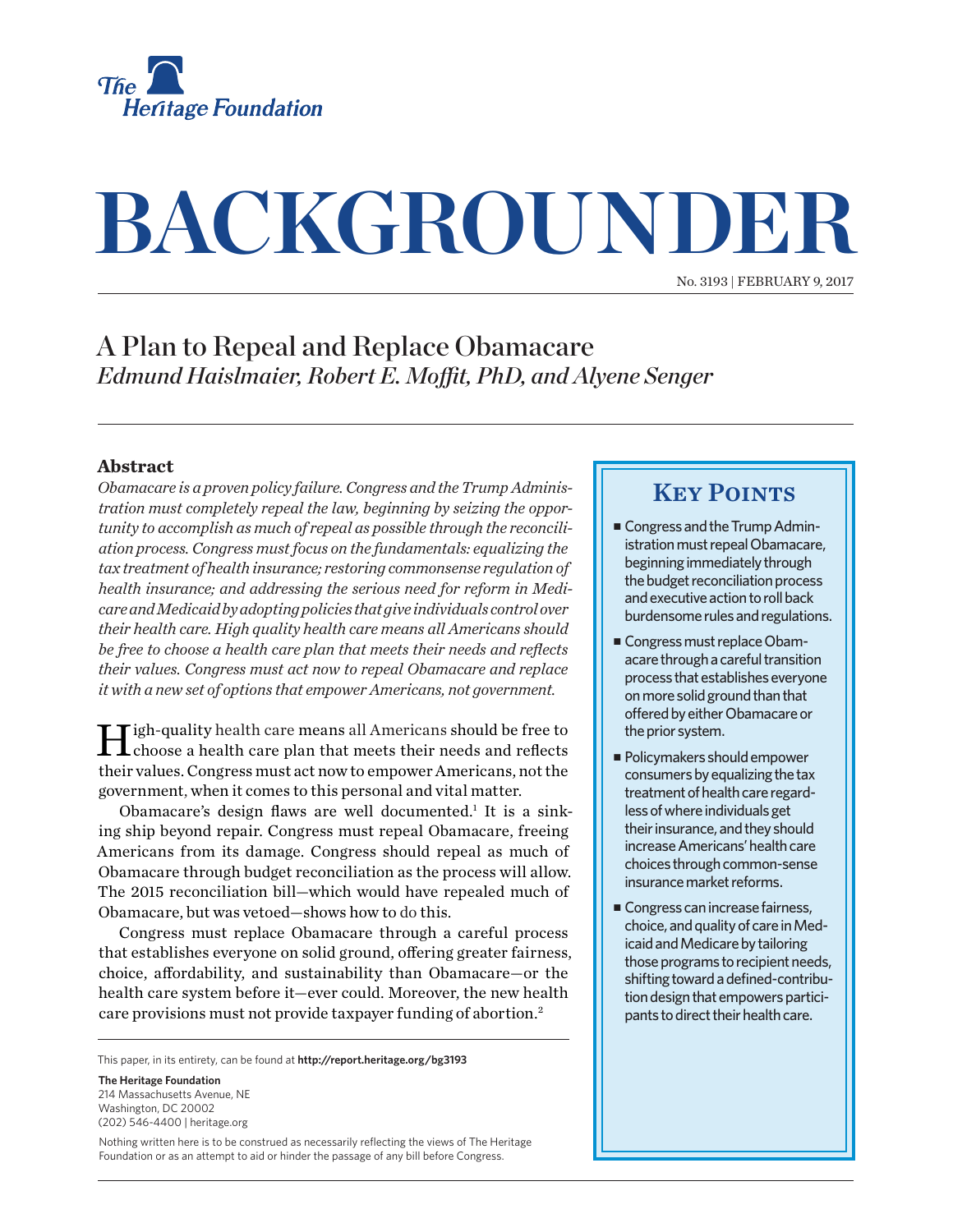The Heritage Foundation

# BACKGROUNDER

No. 3193 | February 9, 2017

## A Plan to Repeal and Replace Obamacare

*Edmund Haislmaier, Robert E. Moffit, PhD, and Alyene Senger*

### Abstract

*Obamacare is a proven policy failure. Congress and the Trump Administration must completely repeal the law, beginning by seizing the opportunity to accomplish as much of repeal as possible through the reconciliation process. Congress must focus on the fundamentals: equalizing the tax treatment of health insurance; restoring commonsense regulation of health insurance; and addressing the serious need for reform in Medicare and Medicaid by adopting policies that give individuals control over their health care. High quality health care means all Americans should be free to choose a health care plan that meets their needs and reflects their values. Congress must act now to repeal Obamacare and replace it with a new set of options that empower Americans, not government.*

High-quality health care means all Americans should be free to choose a health care plan that meets their needs and reflects their values. Congress must act now to empower Americans, not the government, when it comes to this personal and vital matter.

Obamacare's design flaws are well documented.[1] It is a sinking ship beyond repair. Congress must repeal Obamacare, freeing Americans from its damage. Congress should repeal as much of Obamacare through budget reconciliation as the process will allow. The 2015 reconciliation bill—which would have repealed much of Obamacare, but was vetoed—shows how to do this.

Congress must replace Obamacare through a careful process that establishes everyone on solid ground, offering greater fairness, choice, affordability, and sustainability than Obamacare—or the health care system before it—ever could. Moreover, the new health care provisions must not provide taxpayer funding of abortion.[2]

### Key Points

- Congress and the Trump Administration must repeal Obamacare, beginning immediately through the budget reconciliation process and executive action to roll back burdensome rules and regulations.
- Congress must replace Obamacare through a careful transition process that establishes everyone on more solid ground than that offered by either Obamacare or the prior system.
- Policymakers should empower consumers by equalizing the tax treatment of health care regardless of where individuals get their insurance, and they should increase Americans' health care choices through common-sense insurance market reforms.
- Congress can increase fairness, choice, and quality of care in Medicaid and Medicare by tailoring those programs to recipient needs, shifting toward a defined-contribution design that empowers participants to direct their health care.

This paper, in its entirety, can be found at **http://report.heritage.org/bg3193**

**The Heritage Foundation**
214 Massachusetts Avenue, NE
Washington, DC 20002
(202) 546-4400 | heritage.org

Nothing written here is to be construed as necessarily reflecting the views of The Heritage Foundation or as an attempt to aid or hinder the passage of any bill before Congress.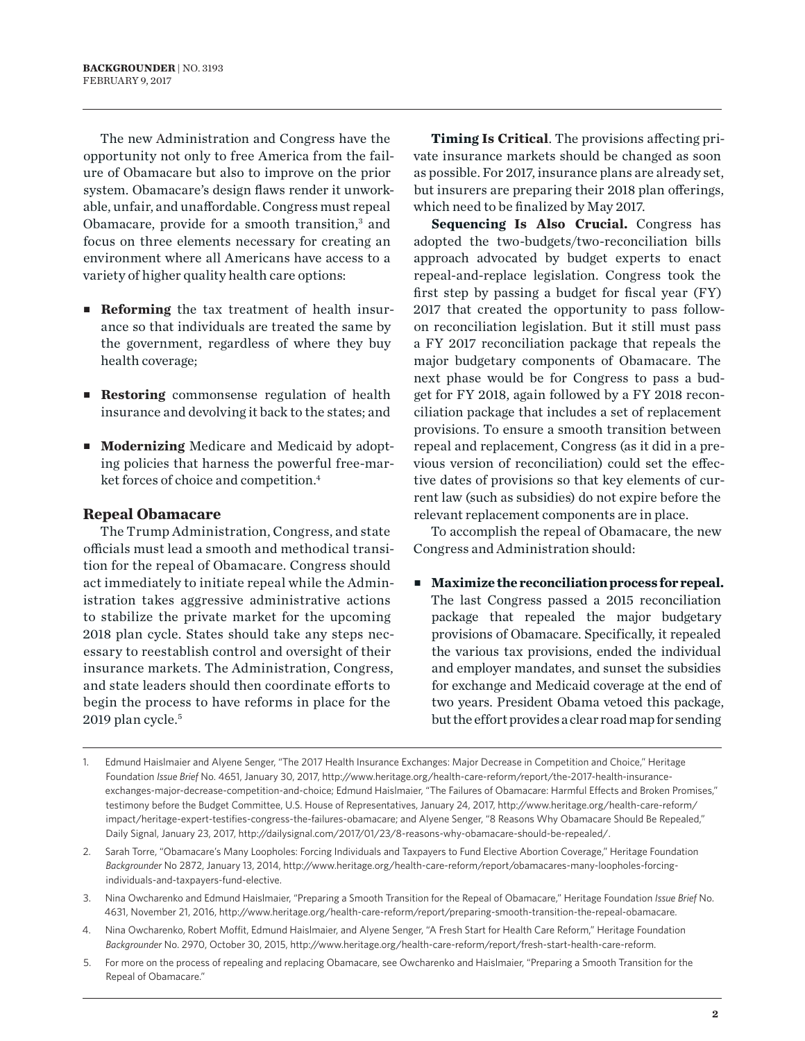The new Administration and Congress have the opportunity not only to free America from the failure of Obamacare but also to improve on the prior system. Obamacare's design flaws render it unworkable, unfair, and unaffordable. Congress must repeal Obamacare, provide for a smooth transition,[3] and focus on three elements necessary for creating an environment where all Americans have access to a variety of higher quality health care options:

- **Reforming** the tax treatment of health insurance so that individuals are treated the same by the government, regardless of where they buy health coverage;
- **Restoring** commonsense regulation of health insurance and devolving it back to the states; and
- **Modernizing** Medicare and Medicaid by adopting policies that harness the powerful free-market forces of choice and competition.[4]

## Repeal Obamacare

The Trump Administration, Congress, and state officials must lead a smooth and methodical transition for the repeal of Obamacare. Congress should act immediately to initiate repeal while the Administration takes aggressive administrative actions to stabilize the private market for the upcoming 2018 plan cycle. States should take any steps necessary to reestablish control and oversight of their insurance markets. The Administration, Congress, and state leaders should then coordinate efforts to begin the process to have reforms in place for the 2019 plan cycle.[5]

**Timing Is Critical**. The provisions affecting private insurance markets should be changed as soon as possible. For 2017, insurance plans are already set, but insurers are preparing their 2018 plan offerings, which need to be finalized by May 2017.

**Sequencing Is Also Crucial.** Congress has adopted the two-budgets/two-reconciliation bills approach advocated by budget experts to enact repeal-and-replace legislation. Congress took the first step by passing a budget for fiscal year (FY) 2017 that created the opportunity to pass follow-on reconciliation legislation. But it still must pass a FY 2017 reconciliation package that repeals the major budgetary components of Obamacare. The next phase would be for Congress to pass a budget for FY 2018, again followed by a FY 2018 reconciliation package that includes a set of replacement provisions. To ensure a smooth transition between repeal and replacement, Congress (as it did in a previous version of reconciliation) could set the effective dates of provisions so that key elements of current law (such as subsidies) do not expire before the relevant replacement components are in place.

To accomplish the repeal of Obamacare, the new Congress and Administration should:

- **Maximize the reconciliation process for repeal.** The last Congress passed a 2015 reconciliation package that repealed the major budgetary provisions of Obamacare. Specifically, it repealed the various tax provisions, ended the individual and employer mandates, and sunset the subsidies for exchange and Medicaid coverage at the end of two years. President Obama vetoed this package, but the effort provides a clear road map for sending

---

1. Edmund Haislmaier and Alyene Senger, "The 2017 Health Insurance Exchanges: Major Decrease in Competition and Choice," Heritage Foundation *Issue Brief* No. 4651, January 30, 2017, http://www.heritage.org/health-care-reform/report/the-2017-health-insurance-exchanges-major-decrease-competition-and-choice; Edmund Haislmaier, "The Failures of Obamacare: Harmful Effects and Broken Promises," testimony before the Budget Committee, U.S. House of Representatives, January 24, 2017, http://www.heritage.org/health-care-reform/impact/heritage-expert-testifies-congress-the-failures-obamacare; and Alyene Senger, "8 Reasons Why Obamacare Should Be Repealed," Daily Signal, January 23, 2017, http://dailysignal.com/2017/01/23/8-reasons-why-obamacare-should-be-repealed/.
2. Sarah Torre, "Obamacare's Many Loopholes: Forcing Individuals and Taxpayers to Fund Elective Abortion Coverage," Heritage Foundation *Backgrounder* No 2872, January 13, 2014, http://www.heritage.org/health-care-reform/report/obamacares-many-loopholes-forcing-individuals-and-taxpayers-fund-elective.
3. Nina Owcharenko and Edmund Haislmaier, "Preparing a Smooth Transition for the Repeal of Obamacare," Heritage Foundation *Issue Brief* No. 4631, November 21, 2016, http://www.heritage.org/health-care-reform/report/preparing-smooth-transition-the-repeal-obamacare.
4. Nina Owcharenko, Robert Moffit, Edmund Haislmaier, and Alyene Senger, "A Fresh Start for Health Care Reform," Heritage Foundation *Backgrounder* No. 2970, October 30, 2015, http://www.heritage.org/health-care-reform/report/fresh-start-health-care-reform.
5. For more on the process of repealing and replacing Obamacare, see Owcharenko and Haislmaier, "Preparing a Smooth Transition for the Repeal of Obamacare."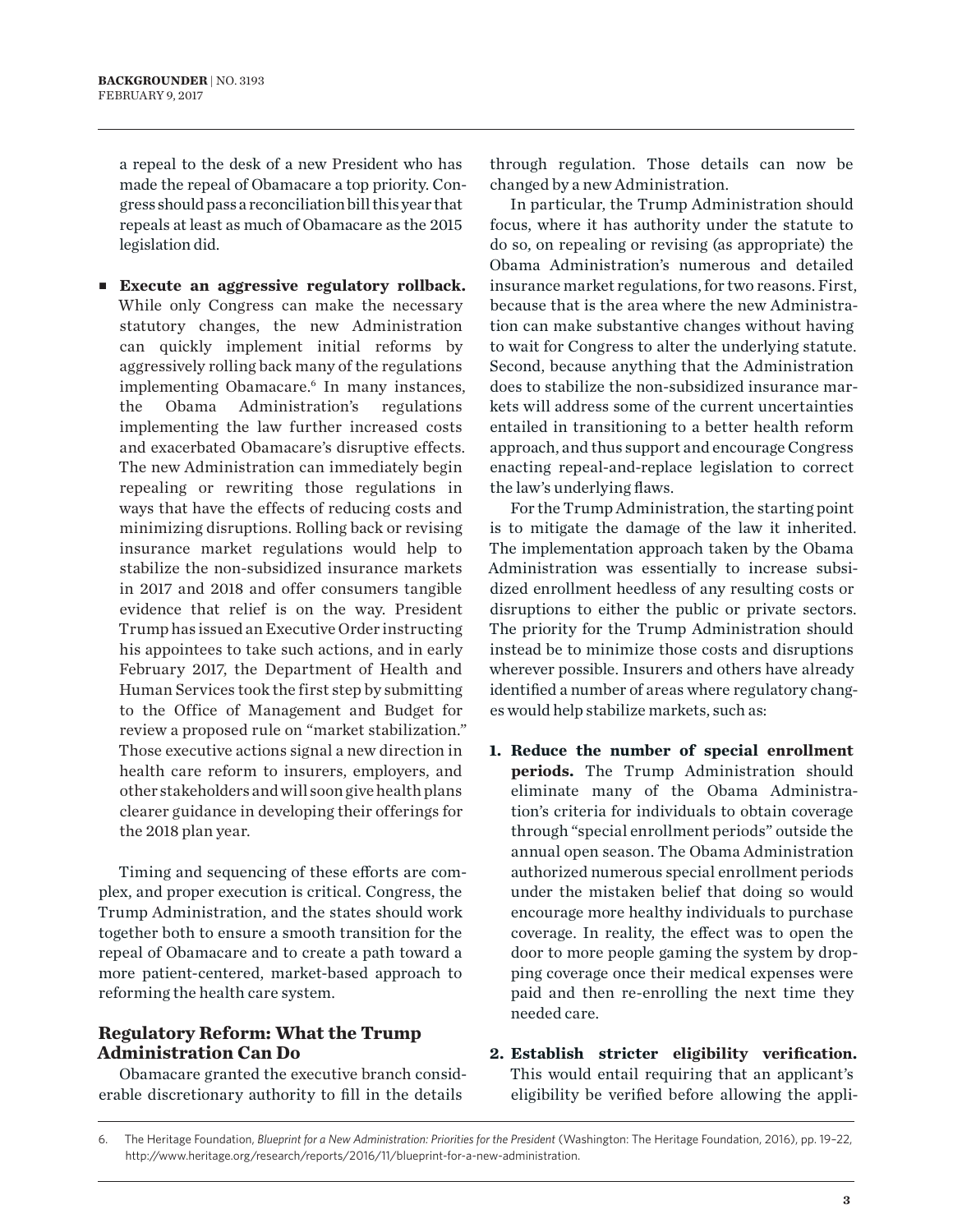a repeal to the desk of a new President who has made the repeal of Obamacare a top priority. Congress should pass a reconciliation bill this year that repeals at least as much of Obamacare as the 2015 legislation did.

- **Execute an aggressive regulatory rollback.** While only Congress can make the necessary statutory changes, the new Administration can quickly implement initial reforms by aggressively rolling back many of the regulations implementing Obamacare.[6] In many instances, the Obama Administration's regulations implementing the law further increased costs and exacerbated Obamacare's disruptive effects. The new Administration can immediately begin repealing or rewriting those regulations in ways that have the effects of reducing costs and minimizing disruptions. Rolling back or revising insurance market regulations would help to stabilize the non-subsidized insurance markets in 2017 and 2018 and offer consumers tangible evidence that relief is on the way. President Trump has issued an Executive Order instructing his appointees to take such actions, and in early February 2017, the Department of Health and Human Services took the first step by submitting to the Office of Management and Budget for review a proposed rule on "market stabilization." Those executive actions signal a new direction in health care reform to insurers, employers, and other stakeholders and will soon give health plans clearer guidance in developing their offerings for the 2018 plan year.

Timing and sequencing of these efforts are complex, and proper execution is critical. Congress, the Trump Administration, and the states should work together both to ensure a smooth transition for the repeal of Obamacare and to create a path toward a more patient-centered, market-based approach to reforming the health care system.

## Regulatory Reform: What the Trump Administration Can Do

Obamacare granted the executive branch considerable discretionary authority to fill in the details through regulation. Those details can now be changed by a new Administration.

In particular, the Trump Administration should focus, where it has authority under the statute to do so, on repealing or revising (as appropriate) the Obama Administration's numerous and detailed insurance market regulations, for two reasons. First, because that is the area where the new Administration can make substantive changes without having to wait for Congress to alter the underlying statute. Second, because anything that the Administration does to stabilize the non-subsidized insurance markets will address some of the current uncertainties entailed in transitioning to a better health reform approach, and thus support and encourage Congress enacting repeal-and-replace legislation to correct the law's underlying flaws.

For the Trump Administration, the starting point is to mitigate the damage of the law it inherited. The implementation approach taken by the Obama Administration was essentially to increase subsidized enrollment heedless of any resulting costs or disruptions to either the public or private sectors. The priority for the Trump Administration should instead be to minimize those costs and disruptions wherever possible. Insurers and others have already identified a number of areas where regulatory changes would help stabilize markets, such as:

1. **Reduce the number of special enrollment periods.** The Trump Administration should eliminate many of the Obama Administration's criteria for individuals to obtain coverage through "special enrollment periods" outside the annual open season. The Obama Administration authorized numerous special enrollment periods under the mistaken belief that doing so would encourage more healthy individuals to purchase coverage. In reality, the effect was to open the door to more people gaming the system by dropping coverage once their medical expenses were paid and then re-enrolling the next time they needed care.

2. **Establish stricter eligibility verification.** This would entail requiring that an applicant's eligibility be verified before allowing the appli-

6. The Heritage Foundation, *Blueprint for a New Administration: Priorities for the President* (Washington: The Heritage Foundation, 2016), pp. 19–22, http://www.heritage.org/research/reports/2016/11/blueprint-for-a-new-administration.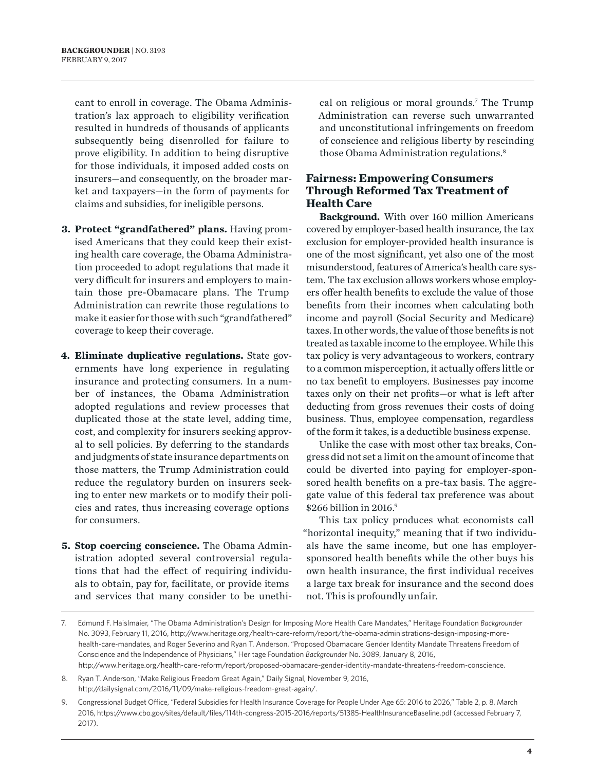cant to enroll in coverage. The Obama Administration's lax approach to eligibility verification resulted in hundreds of thousands of applicants subsequently being disenrolled for failure to prove eligibility. In addition to being disruptive for those individuals, it imposed added costs on insurers—and consequently, on the broader market and taxpayers—in the form of payments for claims and subsidies, for ineligible persons.

3. **Protect "grandfathered" plans.** Having promised Americans that they could keep their existing health care coverage, the Obama Administration proceeded to adopt regulations that made it very difficult for insurers and employers to maintain those pre-Obamacare plans. The Trump Administration can rewrite those regulations to make it easier for those with such "grandfathered" coverage to keep their coverage.

4. **Eliminate duplicative regulations.** State governments have long experience in regulating insurance and protecting consumers. In a number of instances, the Obama Administration adopted regulations and review processes that duplicated those at the state level, adding time, cost, and complexity for insurers seeking approval to sell policies. By deferring to the standards and judgments of state insurance departments on those matters, the Trump Administration could reduce the regulatory burden on insurers seeking to enter new markets or to modify their policies and rates, thus increasing coverage options for consumers.

5. **Stop coercing conscience.** The Obama Administration adopted several controversial regulations that had the effect of requiring individuals to obtain, pay for, facilitate, or provide items and services that many consider to be unethical on religious or moral grounds.[7] The Trump Administration can reverse such unwarranted and unconstitutional infringements on freedom of conscience and religious liberty by rescinding those Obama Administration regulations.[8]

## Fairness: Empowering Consumers Through Reformed Tax Treatment of Health Care

**Background.** With over 160 million Americans covered by employer-based health insurance, the tax exclusion for employer-provided health insurance is one of the most significant, yet also one of the most misunderstood, features of America's health care system. The tax exclusion allows workers whose employers offer health benefits to exclude the value of those benefits from their incomes when calculating both income and payroll (Social Security and Medicare) taxes. In other words, the value of those benefits is not treated as taxable income to the employee. While this tax policy is very advantageous to workers, contrary to a common misperception, it actually offers little or no tax benefit to employers. Businesses pay income taxes only on their net profits—or what is left after deducting from gross revenues their costs of doing business. Thus, employee compensation, regardless of the form it takes, is a deductible business expense.

Unlike the case with most other tax breaks, Congress did not set a limit on the amount of income that could be diverted into paying for employer-sponsored health benefits on a pre-tax basis. The aggregate value of this federal tax preference was about $266 billion in 2016.[9]

This tax policy produces what economists call "horizontal inequity," meaning that if two individuals have the same income, but one has employer-sponsored health benefits while the other buys his own health insurance, the first individual receives a large tax break for insurance and the second does not. This is profoundly unfair.

---

7. Edmund F. Haislmaier, "The Obama Administration's Design for Imposing More Health Care Mandates," Heritage Foundation *Backgrounder* No. 3093, February 11, 2016, http://www.heritage.org/health-care-reform/report/the-obama-administrations-design-imposing-more-health-care-mandates, and Roger Severino and Ryan T. Anderson, "Proposed Obamacare Gender Identity Mandate Threatens Freedom of Conscience and the Independence of Physicians," Heritage Foundation *Backgrounder* No. 3089, January 8, 2016, http://www.heritage.org/health-care-reform/report/proposed-obamacare-gender-identity-mandate-threatens-freedom-conscience.

8. Ryan T. Anderson, "Make Religious Freedom Great Again," Daily Signal, November 9, 2016, http://dailysignal.com/2016/11/09/make-religious-freedom-great-again/.

9. Congressional Budget Office, "Federal Subsidies for Health Insurance Coverage for People Under Age 65: 2016 to 2026," Table 2, p. 8, March 2016, https://www.cbo.gov/sites/default/files/114th-congress-2015-2016/reports/51385-HealthInsuranceBaseline.pdf (accessed February 7, 2017).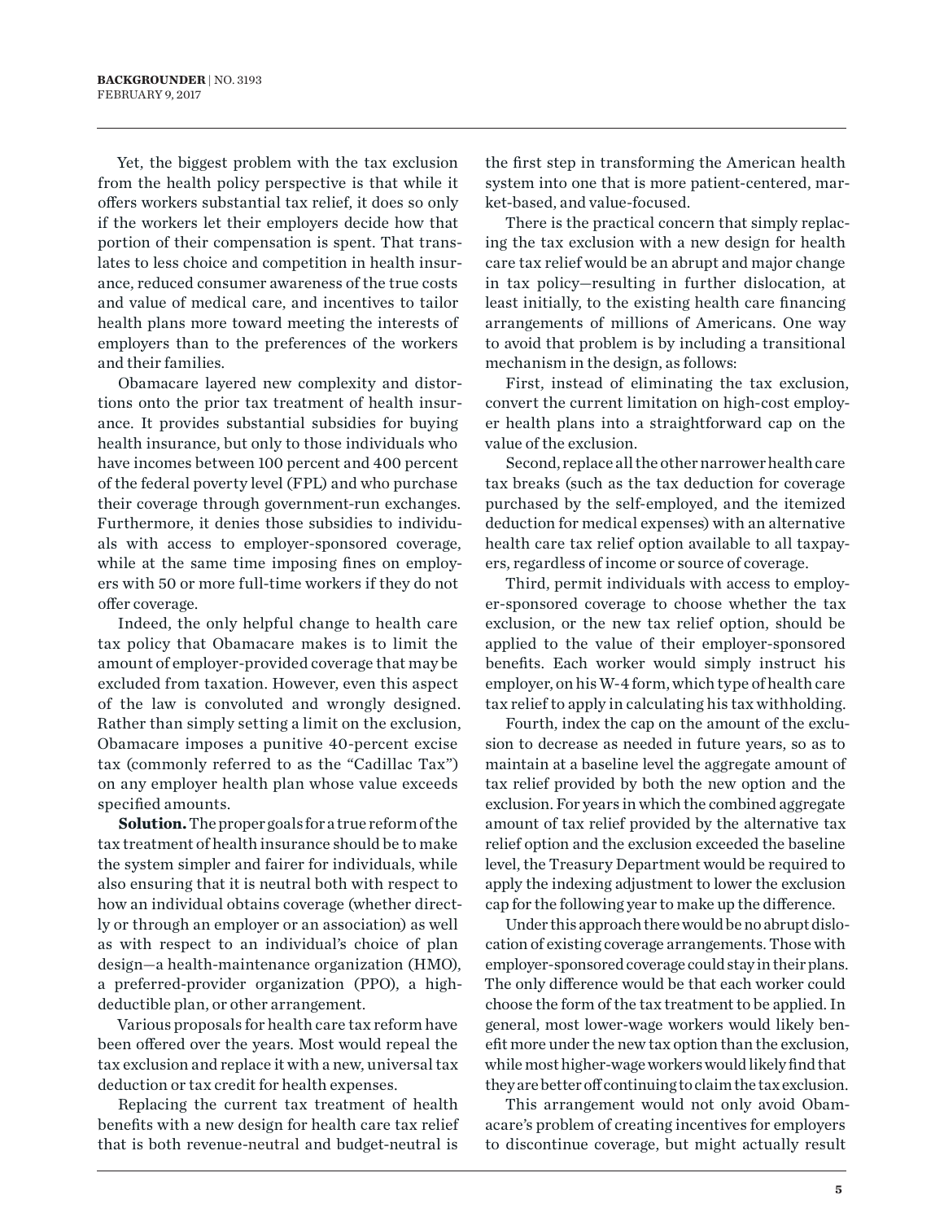Yet, the biggest problem with the tax exclusion from the health policy perspective is that while it offers workers substantial tax relief, it does so only if the workers let their employers decide how that portion of their compensation is spent. That translates to less choice and competition in health insurance, reduced consumer awareness of the true costs and value of medical care, and incentives to tailor health plans more toward meeting the interests of employers than to the preferences of the workers and their families.

Obamacare layered new complexity and distortions onto the prior tax treatment of health insurance. It provides substantial subsidies for buying health insurance, but only to those individuals who have incomes between 100 percent and 400 percent of the federal poverty level (FPL) and who purchase their coverage through government-run exchanges. Furthermore, it denies those subsidies to individuals with access to employer-sponsored coverage, while at the same time imposing fines on employers with 50 or more full-time workers if they do not offer coverage.

Indeed, the only helpful change to health care tax policy that Obamacare makes is to limit the amount of employer-provided coverage that may be excluded from taxation. However, even this aspect of the law is convoluted and wrongly designed. Rather than simply setting a limit on the exclusion, Obamacare imposes a punitive 40-percent excise tax (commonly referred to as the "Cadillac Tax") on any employer health plan whose value exceeds specified amounts.

**Solution.** The proper goals for a true reform of the tax treatment of health insurance should be to make the system simpler and fairer for individuals, while also ensuring that it is neutral both with respect to how an individual obtains coverage (whether directly or through an employer or an association) as well as with respect to an individual's choice of plan design—a health-maintenance organization (HMO), a preferred-provider organization (PPO), a high-deductible plan, or other arrangement.

Various proposals for health care tax reform have been offered over the years. Most would repeal the tax exclusion and replace it with a new, universal tax deduction or tax credit for health expenses.

Replacing the current tax treatment of health benefits with a new design for health care tax relief that is both revenue-neutral and budget-neutral is the first step in transforming the American health system into one that is more patient-centered, market-based, and value-focused.

There is the practical concern that simply replacing the tax exclusion with a new design for health care tax relief would be an abrupt and major change in tax policy—resulting in further dislocation, at least initially, to the existing health care financing arrangements of millions of Americans. One way to avoid that problem is by including a transitional mechanism in the design, as follows:

First, instead of eliminating the tax exclusion, convert the current limitation on high-cost employer health plans into a straightforward cap on the value of the exclusion.

Second, replace all the other narrower health care tax breaks (such as the tax deduction for coverage purchased by the self-employed, and the itemized deduction for medical expenses) with an alternative health care tax relief option available to all taxpayers, regardless of income or source of coverage.

Third, permit individuals with access to employer-sponsored coverage to choose whether the tax exclusion, or the new tax relief option, should be applied to the value of their employer-sponsored benefits. Each worker would simply instruct his employer, on his W-4 form, which type of health care tax relief to apply in calculating his tax withholding.

Fourth, index the cap on the amount of the exclusion to decrease as needed in future years, so as to maintain at a baseline level the aggregate amount of tax relief provided by both the new option and the exclusion. For years in which the combined aggregate amount of tax relief provided by the alternative tax relief option and the exclusion exceeded the baseline level, the Treasury Department would be required to apply the indexing adjustment to lower the exclusion cap for the following year to make up the difference.

Under this approach there would be no abrupt dislocation of existing coverage arrangements. Those with employer-sponsored coverage could stay in their plans. The only difference would be that each worker could choose the form of the tax treatment to be applied. In general, most lower-wage workers would likely benefit more under the new tax option than the exclusion, while most higher-wage workers would likely find that they are better off continuing to claim the tax exclusion.

This arrangement would not only avoid Obamacare's problem of creating incentives for employers to discontinue coverage, but might actually result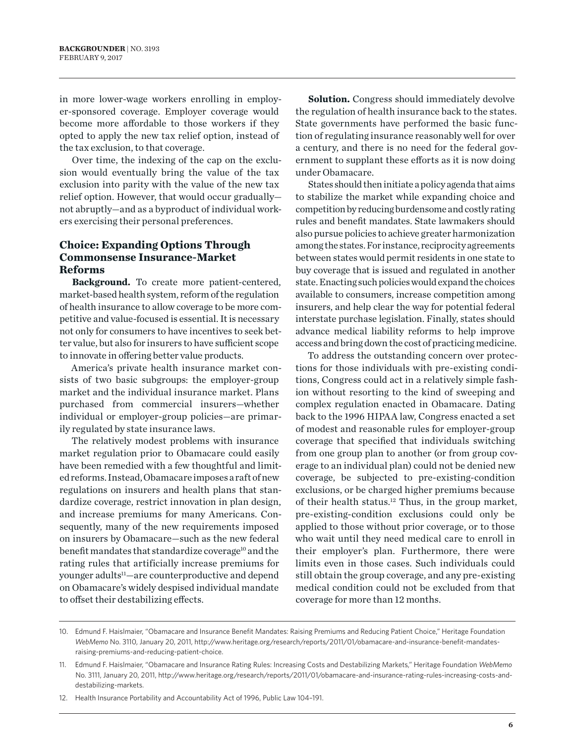in more lower-wage workers enrolling in employer-sponsored coverage. Employer coverage would become more affordable to those workers if they opted to apply the new tax relief option, instead of the tax exclusion, to that coverage.

Over time, the indexing of the cap on the exclusion would eventually bring the value of the tax exclusion into parity with the value of the new tax relief option. However, that would occur gradually—not abruptly—and as a byproduct of individual workers exercising their personal preferences.

## Choice: Expanding Options Through Commonsense Insurance-Market Reforms

**Background.** To create more patient-centered, market-based health system, reform of the regulation of health insurance to allow coverage to be more competitive and value-focused is essential. It is necessary not only for consumers to have incentives to seek better value, but also for insurers to have sufficient scope to innovate in offering better value products.

America's private health insurance market consists of two basic subgroups: the employer-group market and the individual insurance market. Plans purchased from commercial insurers—whether individual or employer-group policies—are primarily regulated by state insurance laws.

The relatively modest problems with insurance market regulation prior to Obamacare could easily have been remedied with a few thoughtful and limited reforms. Instead, Obamacare imposes a raft of new regulations on insurers and health plans that standardize coverage, restrict innovation in plan design, and increase premiums for many Americans. Consequently, many of the new requirements imposed on insurers by Obamacare—such as the new federal benefit mandates that standardize coverage[10] and the rating rules that artificially increase premiums for younger adults[11]—are counterproductive and depend on Obamacare's widely despised individual mandate to offset their destabilizing effects.

**Solution.** Congress should immediately devolve the regulation of health insurance back to the states. State governments have performed the basic function of regulating insurance reasonably well for over a century, and there is no need for the federal government to supplant these efforts as it is now doing under Obamacare.

States should then initiate a policy agenda that aims to stabilize the market while expanding choice and competition by reducing burdensome and costly rating rules and benefit mandates. State lawmakers should also pursue policies to achieve greater harmonization among the states. For instance, reciprocity agreements between states would permit residents in one state to buy coverage that is issued and regulated in another state. Enacting such policies would expand the choices available to consumers, increase competition among insurers, and help clear the way for potential federal interstate purchase legislation. Finally, states should advance medical liability reforms to help improve access and bring down the cost of practicing medicine.

To address the outstanding concern over protections for those individuals with pre-existing conditions, Congress could act in a relatively simple fashion without resorting to the kind of sweeping and complex regulation enacted in Obamacare. Dating back to the 1996 HIPAA law, Congress enacted a set of modest and reasonable rules for employer-group coverage that specified that individuals switching from one group plan to another (or from group coverage to an individual plan) could not be denied new coverage, be subjected to pre-existing-condition exclusions, or be charged higher premiums because of their health status.[12] Thus, in the group market, pre-existing-condition exclusions could only be applied to those without prior coverage, or to those who wait until they need medical care to enroll in their employer's plan. Furthermore, there were limits even in those cases. Such individuals could still obtain the group coverage, and any pre-existing medical condition could not be excluded from that coverage for more than 12 months.

---

10. Edmund F. Haislmaier, "Obamacare and Insurance Benefit Mandates: Raising Premiums and Reducing Patient Choice," Heritage Foundation *WebMemo* No. 3110, January 20, 2011, http://www.heritage.org/research/reports/2011/01/obamacare-and-insurance-benefit-mandates-raising-premiums-and-reducing-patient-choice.

11. Edmund F. Haislmaier, "Obamacare and Insurance Rating Rules: Increasing Costs and Destabilizing Markets," Heritage Foundation *WebMemo* No. 3111, January 20, 2011, http://www.heritage.org/research/reports/2011/01/obamacare-and-insurance-rating-rules-increasing-costs-and-destabilizing-markets.

12. Health Insurance Portability and Accountability Act of 1996, Public Law 104–191.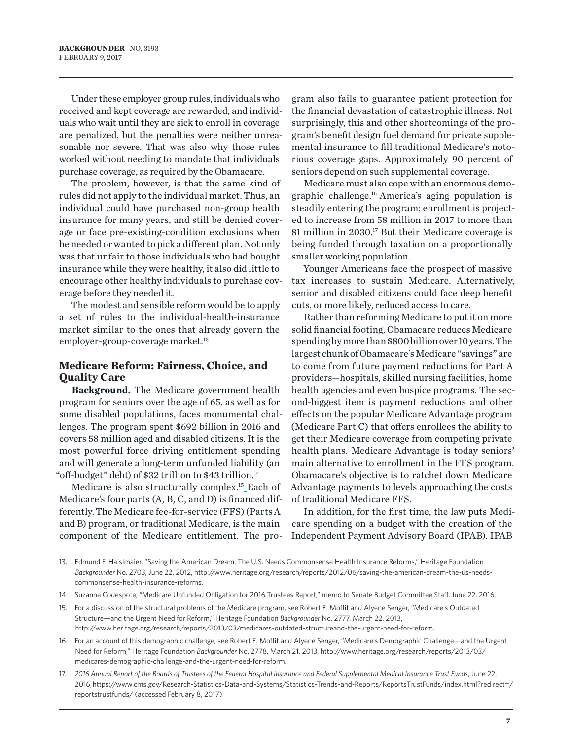Under these employer group rules, individuals who received and kept coverage are rewarded, and individuals who wait until they are sick to enroll in coverage are penalized, but the penalties were neither unreasonable nor severe. That was also why those rules worked without needing to mandate that individuals purchase coverage, as required by the Obamacare.

The problem, however, is that the same kind of rules did not apply to the individual market. Thus, an individual could have purchased non-group health insurance for many years, and still be denied coverage or face pre-existing-condition exclusions when he needed or wanted to pick a different plan. Not only was that unfair to those individuals who had bought insurance while they were healthy, it also did little to encourage other healthy individuals to purchase coverage before they needed it.

The modest and sensible reform would be to apply a set of rules to the individual-health-insurance market similar to the ones that already govern the employer-group-coverage market.[13]

## Medicare Reform: Fairness, Choice, and Quality Care

**Background.** The Medicare government health program for seniors over the age of 65, as well as for some disabled populations, faces monumental challenges. The program spent $692 billion in 2016 and covers 58 million aged and disabled citizens. It is the most powerful force driving entitlement spending and will generate a long-term unfunded liability (an "off-budget" debt) of $32 trillion to $43 trillion.[14]

Medicare is also structurally complex.[15] Each of Medicare's four parts (A, B, C, and D) is financed differently. The Medicare fee-for-service (FFS) (Parts A and B) program, or traditional Medicare, is the main component of the Medicare entitlement. The program also fails to guarantee patient protection for the financial devastation of catastrophic illness. Not surprisingly, this and other shortcomings of the program's benefit design fuel demand for private supplemental insurance to fill traditional Medicare's notorious coverage gaps. Approximately 90 percent of seniors depend on such supplemental coverage.

Medicare must also cope with an enormous demographic challenge.[16] America's aging population is steadily entering the program; enrollment is projected to increase from 58 million in 2017 to more than 81 million in 2030.[17] But their Medicare coverage is being funded through taxation on a proportionally smaller working population.

Younger Americans face the prospect of massive tax increases to sustain Medicare. Alternatively, senior and disabled citizens could face deep benefit cuts, or more likely, reduced access to care.

Rather than reforming Medicare to put it on more solid financial footing, Obamacare reduces Medicare spending by more than $800 billion over 10 years. The largest chunk of Obamacare's Medicare "savings" are to come from future payment reductions for Part A providers—hospitals, skilled nursing facilities, home health agencies and even hospice programs. The second-biggest item is payment reductions and other effects on the popular Medicare Advantage program (Medicare Part C) that offers enrollees the ability to get their Medicare coverage from competing private health plans. Medicare Advantage is today seniors' main alternative to enrollment in the FFS program. Obamacare's objective is to ratchet down Medicare Advantage payments to levels approaching the costs of traditional Medicare FFS.

In addition, for the first time, the law puts Medicare spending on a budget with the creation of the Independent Payment Advisory Board (IPAB). IPAB

---

13. Edmund F. Haislmaier, "Saving the American Dream: The U.S. Needs Commonsense Health Insurance Reforms," Heritage Foundation *Backgrounder* No. 2703, June 22, 2012, http://www.heritage.org/research/reports/2012/06/saving-the-american-dream-the-us-needs-commonsense-health-insurance-reforms.

14. Suzanne Codespote, "Medicare Unfunded Obligation for 2016 Trustees Report," memo to Senate Budget Committee Staff, June 22, 2016.

15. For a discussion of the structural problems of the Medicare program, see Robert E. Moffit and Alyene Senger, "Medicare's Outdated Structure—and the Urgent Need for Reform," Heritage Foundation *Backgrounder* No. 2777, March 22, 2013, http://www.heritage.org/research/reports/2013/03/medicares-outdated-structureand-the-urgent-need-for-reform.

16. For an account of this demographic challenge, see Robert E. Moffit and Alyene Senger, "Medicare's Demographic Challenge—and the Urgent Need for Reform," Heritage Foundation *Backgrounder* No. 2778, March 21, 2013, http://www.heritage.org/research/reports/2013/03/medicares-demographic-challenge-and-the-urgent-need-for-reform.

17. *2016 Annual Report of the Boards of Trustees of the Federal Hospital Insurance and Federal Supplemental Medical Insurance Trust Funds*, June 22, 2016, https://www.cms.gov/Research-Statistics-Data-and-Systems/Statistics-Trends-and-Reports/ReportsTrustFunds/index.html?redirect=/reportstrustfunds/ (accessed February 8, 2017).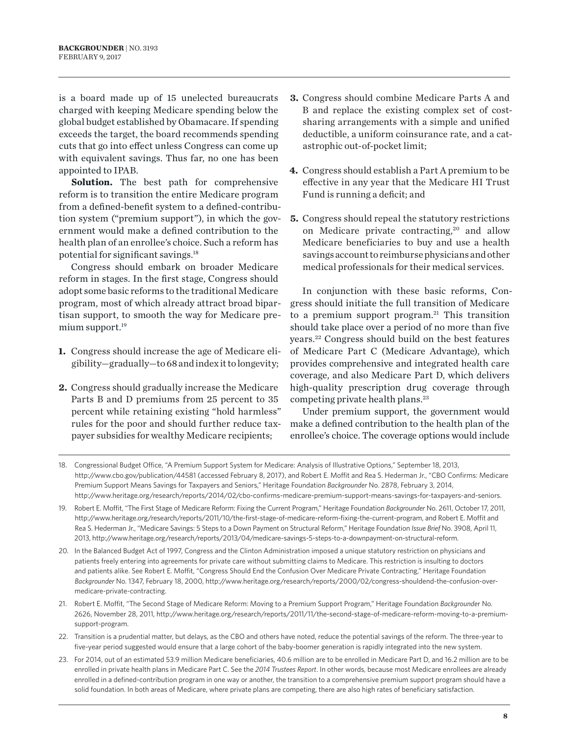is a board made up of 15 unelected bureaucrats charged with keeping Medicare spending below the global budget established by Obamacare. If spending exceeds the target, the board recommends spending cuts that go into effect unless Congress can come up with equivalent savings. Thus far, no one has been appointed to IPAB.

**Solution.** The best path for comprehensive reform is to transition the entire Medicare program from a defined-benefit system to a defined-contribution system ("premium support"), in which the government would make a defined contribution to the health plan of an enrollee's choice. Such a reform has potential for significant savings.[18]

Congress should embark on broader Medicare reform in stages. In the first stage, Congress should adopt some basic reforms to the traditional Medicare program, most of which already attract broad bipartisan support, to smooth the way for Medicare premium support.[19]

1. Congress should increase the age of Medicare eligibility—gradually—to 68 and index it to longevity;
2. Congress should gradually increase the Medicare Parts B and D premiums from 25 percent to 35 percent while retaining existing "hold harmless" rules for the poor and should further reduce taxpayer subsidies for wealthy Medicare recipients;
3. Congress should combine Medicare Parts A and B and replace the existing complex set of cost-sharing arrangements with a simple and unified deductible, a uniform coinsurance rate, and a catastrophic out-of-pocket limit;
4. Congress should establish a Part A premium to be effective in any year that the Medicare HI Trust Fund is running a deficit; and
5. Congress should repeal the statutory restrictions on Medicare private contracting,[20] and allow Medicare beneficiaries to buy and use a health savings account to reimburse physicians and other medical professionals for their medical services.

In conjunction with these basic reforms, Congress should initiate the full transition of Medicare to a premium support program.[21] This transition should take place over a period of no more than five years.[22] Congress should build on the best features of Medicare Part C (Medicare Advantage), which provides comprehensive and integrated health care coverage, and also Medicare Part D, which delivers high-quality prescription drug coverage through competing private health plans.[23]

Under premium support, the government would make a defined contribution to the health plan of the enrollee's choice. The coverage options would include

---

18. Congressional Budget Office, "A Premium Support System for Medicare: Analysis of Illustrative Options," September 18, 2013, http://www.cbo.gov/publication/44581 (accessed February 8, 2017), and Robert E. Moffit and Rea S. Hederman Jr., "CBO Confirms: Medicare Premium Support Means Savings for Taxpayers and Seniors," Heritage Foundation *Backgrounder* No. 2878, February 3, 2014, http://www.heritage.org/research/reports/2014/02/cbo-confirms-medicare-premium-support-means-savings-for-taxpayers-and-seniors.
19. Robert E. Moffit, "The First Stage of Medicare Reform: Fixing the Current Program," Heritage Foundation *Backgrounder* No. 2611, October 17, 2011, http://www.heritage.org/research/reports/2011/10/the-first-stage-of-medicare-reform-fixing-the-current-program, and Robert E. Moffit and Rea S. Hederman Jr., "Medicare Savings: 5 Steps to a Down Payment on Structural Reform," Heritage Foundation *Issue Brief* No. 3908, April 11, 2013, http://www.heritage.org/research/reports/2013/04/medicare-savings-5-steps-to-a-downpayment-on-structural-reform.
20. In the Balanced Budget Act of 1997, Congress and the Clinton Administration imposed a unique statutory restriction on physicians and patients freely entering into agreements for private care without submitting claims to Medicare. This restriction is insulting to doctors and patients alike. See Robert E. Moffit, "Congress Should End the Confusion Over Medicare Private Contracting," Heritage Foundation *Backgrounder* No. 1347, February 18, 2000, http://www.heritage.org/research/reports/2000/02/congress-shouldend-the-confusion-over-medicare-private-contracting.
21. Robert E. Moffit, "The Second Stage of Medicare Reform: Moving to a Premium Support Program," Heritage Foundation *Backgrounder* No. 2626, November 28, 2011, http://www.heritage.org/research/reports/2011/11/the-second-stage-of-medicare-reform-moving-to-a-premium-support-program.
22. Transition is a prudential matter, but delays, as the CBO and others have noted, reduce the potential savings of the reform. The three-year to five-year period suggested would ensure that a large cohort of the baby-boomer generation is rapidly integrated into the new system.
23. For 2014, out of an estimated 53.9 million Medicare beneficiaries, 40.6 million are to be enrolled in Medicare Part D, and 16.2 million are to be enrolled in private health plans in Medicare Part C. See the *2014 Trustees Report*. In other words, because most Medicare enrollees are already enrolled in a defined-contribution program in one way or another, the transition to a comprehensive premium support program should have a solid foundation. In both areas of Medicare, where private plans are competing, there are also high rates of beneficiary satisfaction.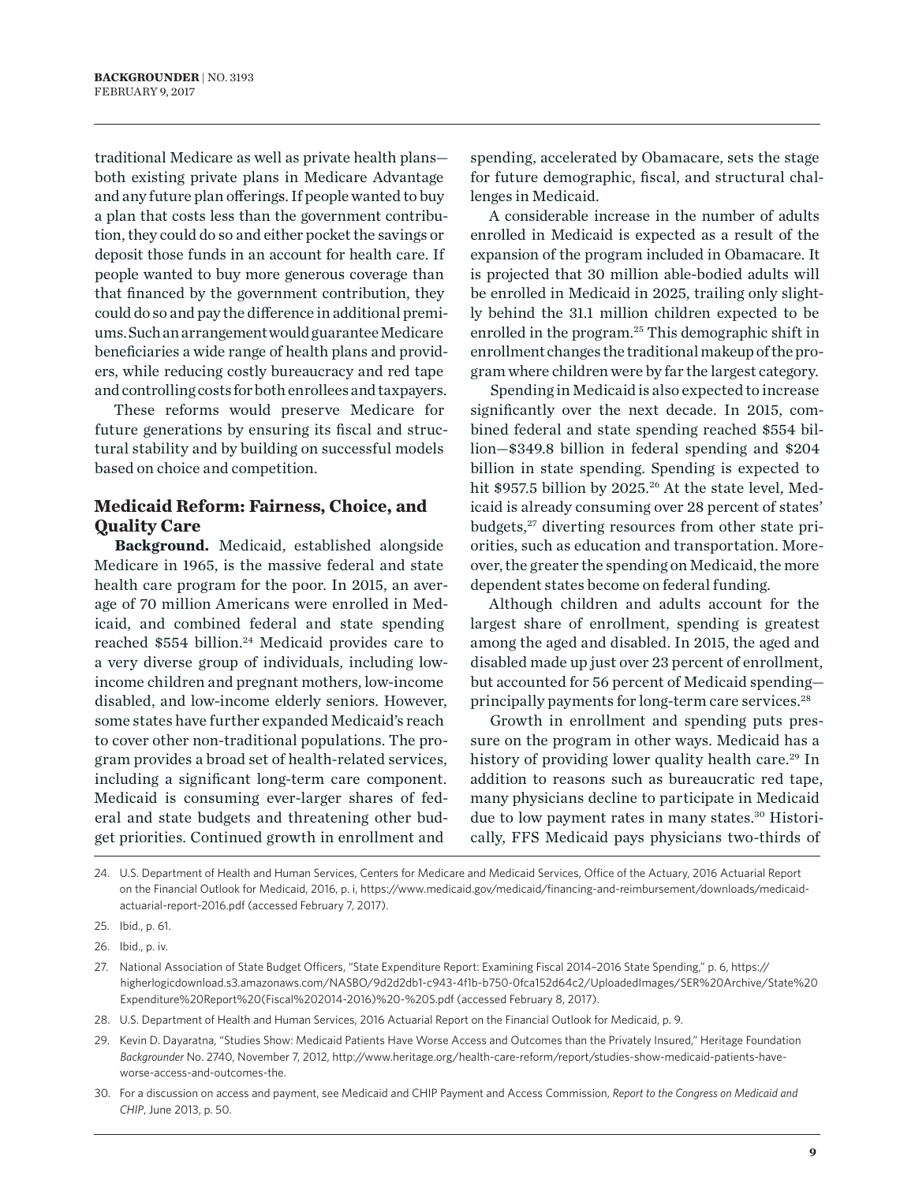traditional Medicare as well as private health plans—both existing private plans in Medicare Advantage and any future plan offerings. If people wanted to buy a plan that costs less than the government contribution, they could do so and either pocket the savings or deposit those funds in an account for health care. If people wanted to buy more generous coverage than that financed by the government contribution, they could do so and pay the difference in additional premiums. Such an arrangement would guarantee Medicare beneficiaries a wide range of health plans and providers, while reducing costly bureaucracy and red tape and controlling costs for both enrollees and taxpayers.

These reforms would preserve Medicare for future generations by ensuring its fiscal and structural stability and by building on successful models based on choice and competition.

## Medicaid Reform: Fairness, Choice, and Quality Care

**Background.** Medicaid, established alongside Medicare in 1965, is the massive federal and state health care program for the poor. In 2015, an average of 70 million Americans were enrolled in Medicaid, and combined federal and state spending reached \$554 billion.[24] Medicaid provides care to a very diverse group of individuals, including low-income children and pregnant mothers, low-income disabled, and low-income elderly seniors. However, some states have further expanded Medicaid's reach to cover other non-traditional populations. The program provides a broad set of health-related services, including a significant long-term care component. Medicaid is consuming ever-larger shares of federal and state budgets and threatening other budget priorities. Continued growth in enrollment and spending, accelerated by Obamacare, sets the stage for future demographic, fiscal, and structural challenges in Medicaid.

A considerable increase in the number of adults enrolled in Medicaid is expected as a result of the expansion of the program included in Obamacare. It is projected that 30 million able-bodied adults will be enrolled in Medicaid in 2025, trailing only slightly behind the 31.1 million children expected to be enrolled in the program.[25] This demographic shift in enrollment changes the traditional makeup of the program where children were by far the largest category.

Spending in Medicaid is also expected to increase significantly over the next decade. In 2015, combined federal and state spending reached \$554 billion—\$349.8 billion in federal spending and \$204 billion in state spending. Spending is expected to hit \$957.5 billion by 2025.[26] At the state level, Medicaid is already consuming over 28 percent of states' budgets,[27] diverting resources from other state priorities, such as education and transportation. Moreover, the greater the spending on Medicaid, the more dependent states become on federal funding.

Although children and adults account for the largest share of enrollment, spending is greatest among the aged and disabled. In 2015, the aged and disabled made up just over 23 percent of enrollment, but accounted for 56 percent of Medicaid spending—principally payments for long-term care services.[28]

Growth in enrollment and spending puts pressure on the program in other ways. Medicaid has a history of providing lower quality health care.[29] In addition to reasons such as bureaucratic red tape, many physicians decline to participate in Medicaid due to low payment rates in many states.[30] Historically, FFS Medicaid pays physicians two-thirds of

---

24. U.S. Department of Health and Human Services, Centers for Medicare and Medicaid Services, Office of the Actuary, 2016 Actuarial Report on the Financial Outlook for Medicaid, 2016, p. i, https://www.medicaid.gov/medicaid/financing-and-reimbursement/downloads/medicaid-actuarial-report-2016.pdf (accessed February 7, 2017).
25. Ibid., p. 61.
26. Ibid., p. iv.
27. National Association of State Budget Officers, "State Expenditure Report: Examining Fiscal 2014–2016 State Spending," p. 6, https://higherlogicdownload.s3.amazonaws.com/NASBO/9d2d2db1-c943-4f1b-b750-0fca152d64c2/UploadedImages/SER%20Archive/State%20Expenditure%20Report%20(Fiscal%202014-2016)%20-%20S.pdf (accessed February 8, 2017).
28. U.S. Department of Health and Human Services, 2016 Actuarial Report on the Financial Outlook for Medicaid, p. 9.
29. Kevin D. Dayaratna, "Studies Show: Medicaid Patients Have Worse Access and Outcomes than the Privately Insured," Heritage Foundation *Backgrounder* No. 2740, November 7, 2012, http://www.heritage.org/health-care-reform/report/studies-show-medicaid-patients-have-worse-access-and-outcomes-the.
30. For a discussion on access and payment, see Medicaid and CHIP Payment and Access Commission, *Report to the Congress on Medicaid and CHIP*, June 2013, p. 50.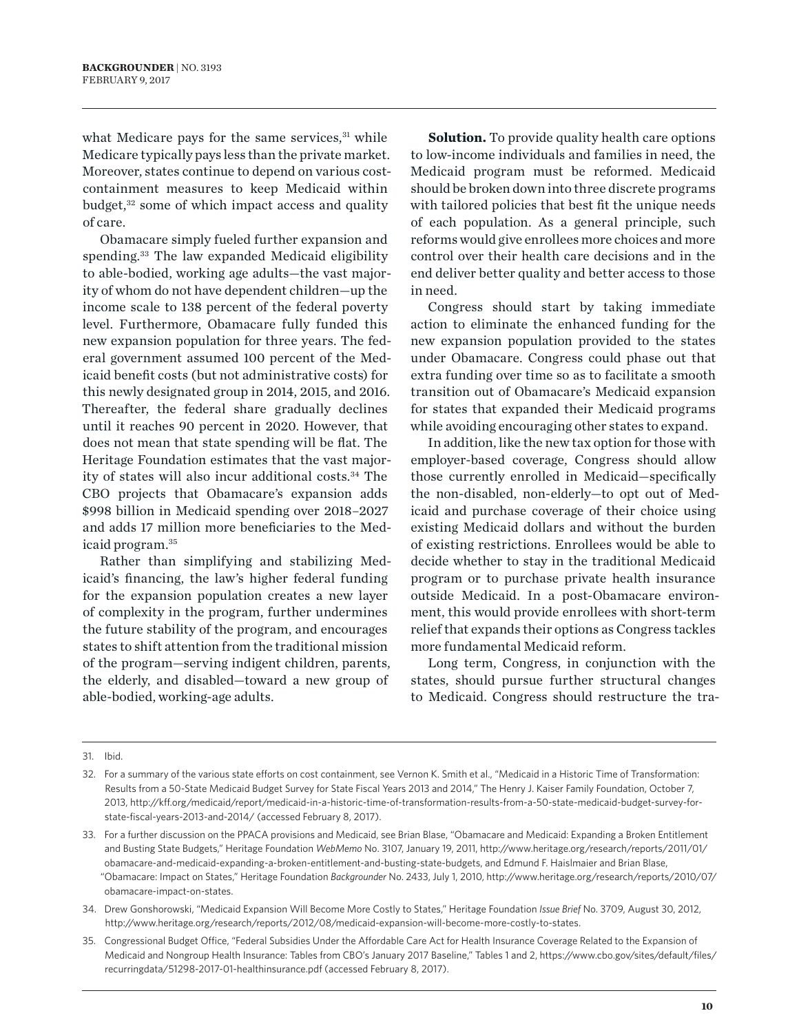what Medicare pays for the same services,[31] while Medicare typically pays less than the private market. Moreover, states continue to depend on various cost-containment measures to keep Medicaid within budget,[32] some of which impact access and quality of care.

Obamacare simply fueled further expansion and spending.[33] The law expanded Medicaid eligibility to able-bodied, working age adults—the vast majority of whom do not have dependent children—up the income scale to 138 percent of the federal poverty level. Furthermore, Obamacare fully funded this new expansion population for three years. The federal government assumed 100 percent of the Medicaid benefit costs (but not administrative costs) for this newly designated group in 2014, 2015, and 2016. Thereafter, the federal share gradually declines until it reaches 90 percent in 2020. However, that does not mean that state spending will be flat. The Heritage Foundation estimates that the vast majority of states will also incur additional costs.[34] The CBO projects that Obamacare's expansion adds $998 billion in Medicaid spending over 2018–2027 and adds 17 million more beneficiaries to the Medicaid program.[35]

Rather than simplifying and stabilizing Medicaid's financing, the law's higher federal funding for the expansion population creates a new layer of complexity in the program, further undermines the future stability of the program, and encourages states to shift attention from the traditional mission of the program—serving indigent children, parents, the elderly, and disabled—toward a new group of able-bodied, working-age adults.

**Solution.** To provide quality health care options to low-income individuals and families in need, the Medicaid program must be reformed. Medicaid should be broken down into three discrete programs with tailored policies that best fit the unique needs of each population. As a general principle, such reforms would give enrollees more choices and more control over their health care decisions and in the end deliver better quality and better access to those in need.

Congress should start by taking immediate action to eliminate the enhanced funding for the new expansion population provided to the states under Obamacare. Congress could phase out that extra funding over time so as to facilitate a smooth transition out of Obamacare's Medicaid expansion for states that expanded their Medicaid programs while avoiding encouraging other states to expand.

In addition, like the new tax option for those with employer-based coverage, Congress should allow those currently enrolled in Medicaid—specifically the non-disabled, non-elderly—to opt out of Medicaid and purchase coverage of their choice using existing Medicaid dollars and without the burden of existing restrictions. Enrollees would be able to decide whether to stay in the traditional Medicaid program or to purchase private health insurance outside Medicaid. In a post-Obamacare environment, this would provide enrollees with short-term relief that expands their options as Congress tackles more fundamental Medicaid reform.

Long term, Congress, in conjunction with the states, should pursue further structural changes to Medicaid. Congress should restructure the tra-

---

31. Ibid.

32. For a summary of the various state efforts on cost containment, see Vernon K. Smith et al., "Medicaid in a Historic Time of Transformation: Results from a 50-State Medicaid Budget Survey for State Fiscal Years 2013 and 2014," The Henry J. Kaiser Family Foundation, October 7, 2013, http://kff.org/medicaid/report/medicaid-in-a-historic-time-of-transformation-results-from-a-50-state-medicaid-budget-survey-for-state-fiscal-years-2013-and-2014/ (accessed February 8, 2017).

33. For a further discussion on the PPACA provisions and Medicaid, see Brian Blase, "Obamacare and Medicaid: Expanding a Broken Entitlement and Busting State Budgets," Heritage Foundation *WebMemo* No. 3107, January 19, 2011, http://www.heritage.org/research/reports/2011/01/obamacare-and-medicaid-expanding-a-broken-entitlement-and-busting-state-budgets, and Edmund F. Haislmaier and Brian Blase, "Obamacare: Impact on States," Heritage Foundation *Backgrounder* No. 2433, July 1, 2010, http://www.heritage.org/research/reports/2010/07/obamacare-impact-on-states.

34. Drew Gonshorowski, "Medicaid Expansion Will Become More Costly to States," Heritage Foundation *Issue Brief* No. 3709, August 30, 2012, http://www.heritage.org/research/reports/2012/08/medicaid-expansion-will-become-more-costly-to-states.

35. Congressional Budget Office, "Federal Subsidies Under the Affordable Care Act for Health Insurance Coverage Related to the Expansion of Medicaid and Nongroup Health Insurance: Tables from CBO's January 2017 Baseline," Tables 1 and 2, https://www.cbo.gov/sites/default/files/recurringdata/51298-2017-01-healthinsurance.pdf (accessed February 8, 2017).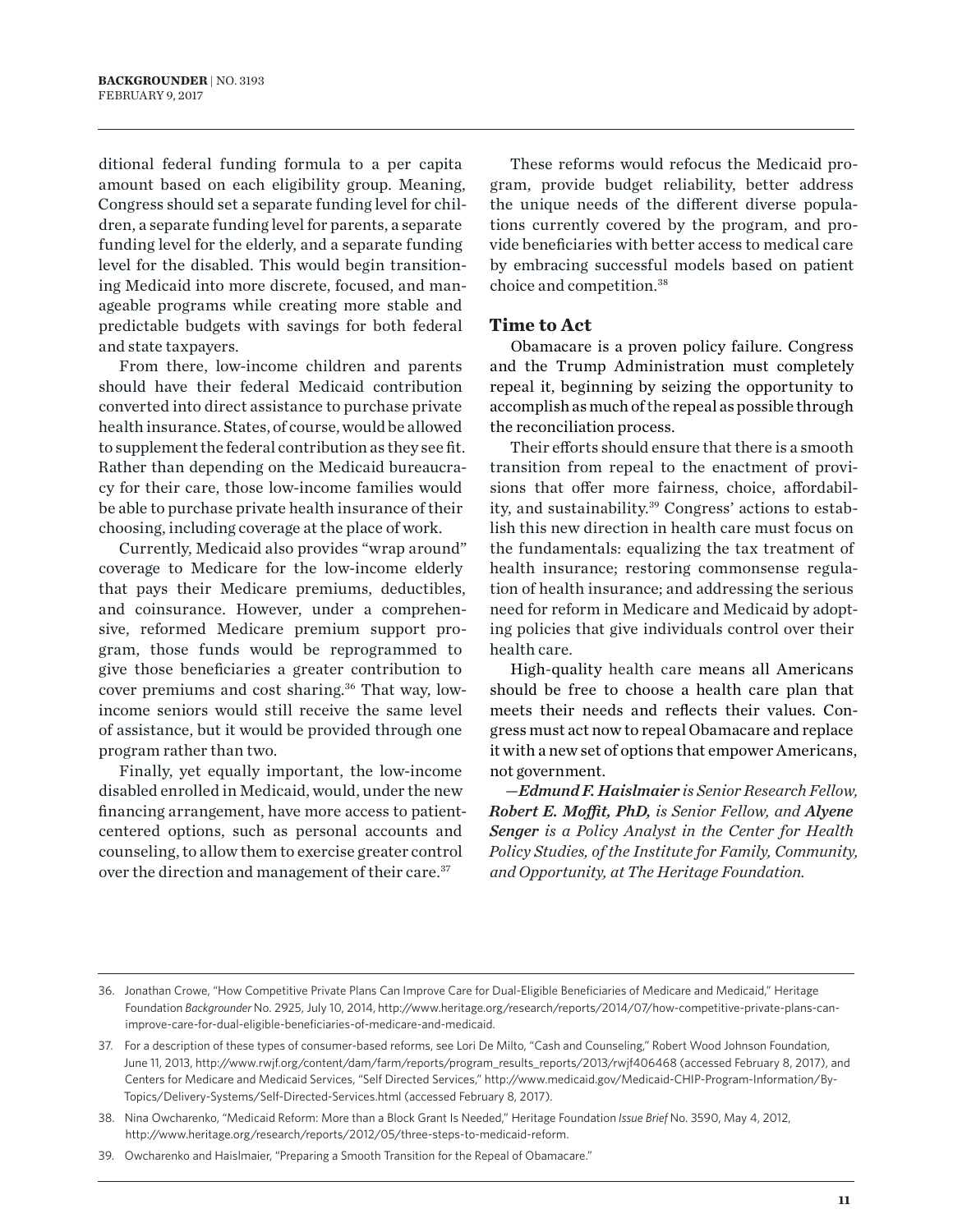ditional federal funding formula to a per capita amount based on each eligibility group. Meaning, Congress should set a separate funding level for children, a separate funding level for parents, a separate funding level for the elderly, and a separate funding level for the disabled. This would begin transitioning Medicaid into more discrete, focused, and manageable programs while creating more stable and predictable budgets with savings for both federal and state taxpayers.

From there, low-income children and parents should have their federal Medicaid contribution converted into direct assistance to purchase private health insurance. States, of course, would be allowed to supplement the federal contribution as they see fit. Rather than depending on the Medicaid bureaucracy for their care, those low-income families would be able to purchase private health insurance of their choosing, including coverage at the place of work.

Currently, Medicaid also provides "wrap around" coverage to Medicare for the low-income elderly that pays their Medicare premiums, deductibles, and coinsurance. However, under a comprehensive, reformed Medicare premium support program, those funds would be reprogrammed to give those beneficiaries a greater contribution to cover premiums and cost sharing.[36] That way, low-income seniors would still receive the same level of assistance, but it would be provided through one program rather than two.

Finally, yet equally important, the low-income disabled enrolled in Medicaid, would, under the new financing arrangement, have more access to patient-centered options, such as personal accounts and counseling, to allow them to exercise greater control over the direction and management of their care.[37]

These reforms would refocus the Medicaid program, provide budget reliability, better address the unique needs of the different diverse populations currently covered by the program, and provide beneficiaries with better access to medical care by embracing successful models based on patient choice and competition.[38]

## Time to Act

Obamacare is a proven policy failure. Congress and the Trump Administration must completely repeal it, beginning by seizing the opportunity to accomplish as much of the repeal as possible through the reconciliation process.

Their efforts should ensure that there is a smooth transition from repeal to the enactment of provisions that offer more fairness, choice, affordability, and sustainability.[39] Congress' actions to establish this new direction in health care must focus on the fundamentals: equalizing the tax treatment of health insurance; restoring commonsense regulation of health insurance; and addressing the serious need for reform in Medicare and Medicaid by adopting policies that give individuals control over their health care.

High-quality health care means all Americans should be free to choose a health care plan that meets their needs and reflects their values. Congress must act now to repeal Obamacare and replace it with a new set of options that empower Americans, not government.

*—**Edmund F. Haislmaier** is Senior Research Fellow, **Robert E. Moffit, PhD,** is Senior Fellow, and **Alyene Senger** is a Policy Analyst in the Center for Health Policy Studies, of the Institute for Family, Community, and Opportunity, at The Heritage Foundation.*

---

36. Jonathan Crowe, "How Competitive Private Plans Can Improve Care for Dual-Eligible Beneficiaries of Medicare and Medicaid," Heritage Foundation *Backgrounder* No. 2925, July 10, 2014, http://www.heritage.org/research/reports/2014/07/how-competitive-private-plans-can-improve-care-for-dual-eligible-beneficiaries-of-medicare-and-medicaid.

37. For a description of these types of consumer-based reforms, see Lori De Milto, "Cash and Counseling," Robert Wood Johnson Foundation, June 11, 2013, http://www.rwjf.org/content/dam/farm/reports/program_results_reports/2013/rwjf406468 (accessed February 8, 2017), and Centers for Medicare and Medicaid Services, "Self Directed Services," http://www.medicaid.gov/Medicaid-CHIP-Program-Information/By-Topics/Delivery-Systems/Self-Directed-Services.html (accessed February 8, 2017).

38. Nina Owcharenko, "Medicaid Reform: More than a Block Grant Is Needed," Heritage Foundation *Issue Brief* No. 3590, May 4, 2012, http://www.heritage.org/research/reports/2012/05/three-steps-to-medicaid-reform.

39. Owcharenko and Haislmaier, "Preparing a Smooth Transition for the Repeal of Obamacare."